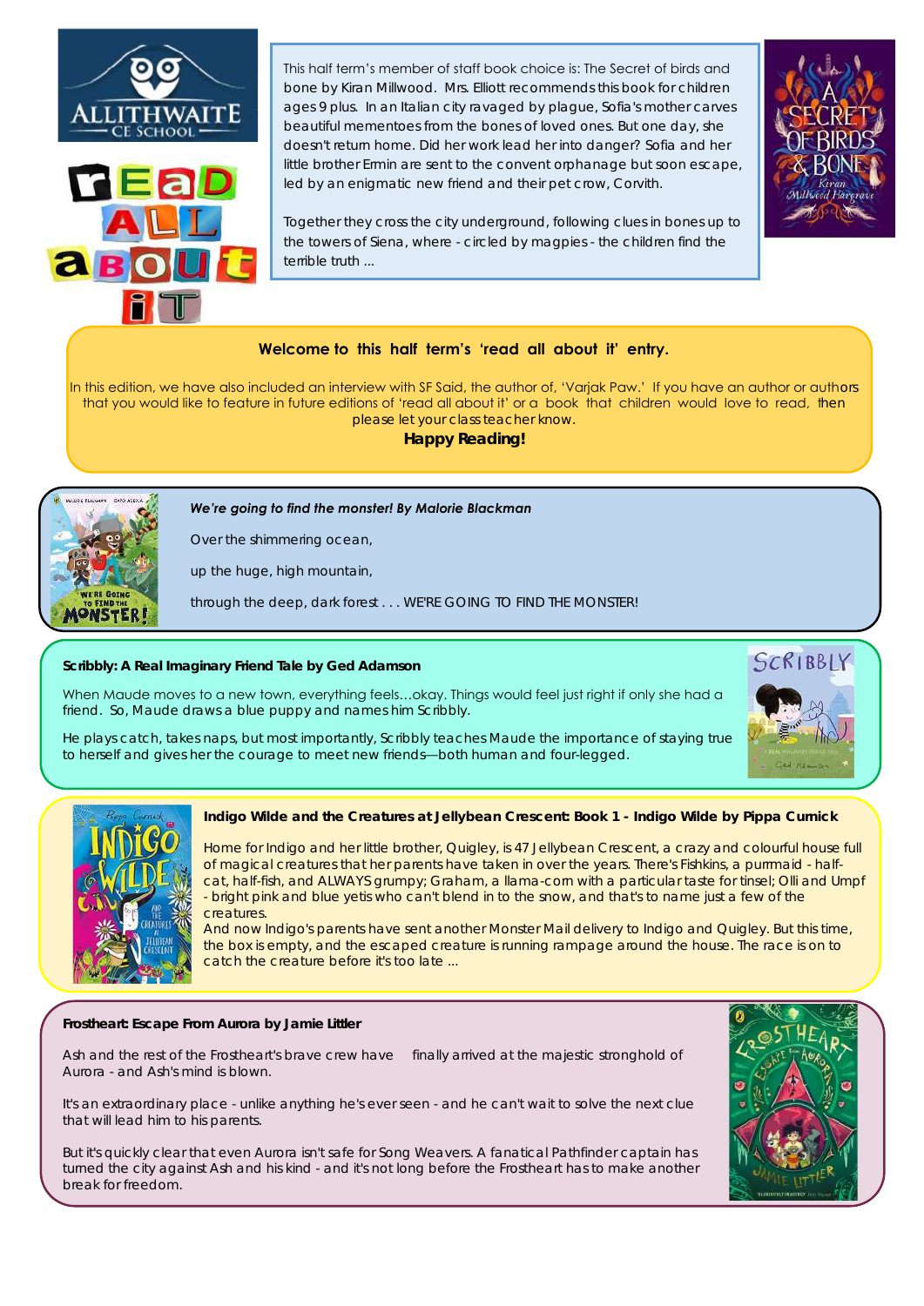# Read All About It

This half term's member of staff book choice is: The Secret of birds and bone by Kiran Millwood. Mrs. Elliott recommends this book for children ages 9 plus. In an Italian city ravaged by plague, Sofia's mother carves beautiful mementoes from the bones of loved ones. But one day, she doesn't return home. Did her work lead her into danger? Sofia and her little brother Ermin are sent to the convent orphanage but soon escape, led by an enigmatic new friend and their pet crow, Corvith.

Together they cross the city underground, following clues in bones up to the towers of Siena, where - circled by magpies - the children find the terrible truth ...

**Welcome to this half term's 'read all about it' entry.**

In this edition, we have also included an interview with SF Said, the author of, 'Varjak Paw.' If you have an author or authors that you would like to feature in future editions of 'read all about it' or a book that children would love to read, then please let your class teacher know.

**Happy Reading!**

***We're going to find the monster! By Malorie Blackman***

Over the shimmering ocean,

up the huge, high mountain,

through the deep, dark forest . . . WE'RE GOING TO FIND THE MONSTER!

**Scribbly: A Real Imaginary Friend Tale by Ged Adamson**

When Maude moves to a new town, everything feels...okay. Things would feel just right if only she had a friend. So, Maude draws a blue puppy and names him Scribbly.

He plays catch, takes naps, but most importantly, Scribbly teaches Maude the importance of staying true to herself and gives her the courage to meet new friends—both human and four-legged.

**Indigo Wilde and the Creatures at Jellybean Crescent: Book 1 - Indigo Wilde by Pippa Curnick**

Home for Indigo and her little brother, Quigley, is 47 Jellybean Crescent, a crazy and colourful house full of magical creatures that her parents have taken in over the years. There's Fishkins, a purrmaid - half-cat, half-fish, and ALWAYS grumpy; Graham, a llama-corn with a particular taste for tinsel; Olli and Umpf - bright pink and blue yetis who can't blend in to the snow, and that's to name just a few of the creatures.

And now Indigo's parents have sent another Monster Mail delivery to Indigo and Quigley. But this time, the box is empty, and the escaped creature is running rampage around the house. The race is on to catch the creature before it's too late ...

**Frostheart: Escape From Aurora by Jamie Littler**

Ash and the rest of the Frostheart's brave crew have finally arrived at the majestic stronghold of Aurora - and Ash's mind is blown.

It's an extraordinary place - unlike anything he's ever seen - and he can't wait to solve the next clue that will lead him to his parents.

But it's quickly clear that even Aurora isn't safe for Song Weavers. A fanatical Pathfinder captain has turned the city against Ash and his kind - and it's not long before the Frostheart has to make another break for freedom.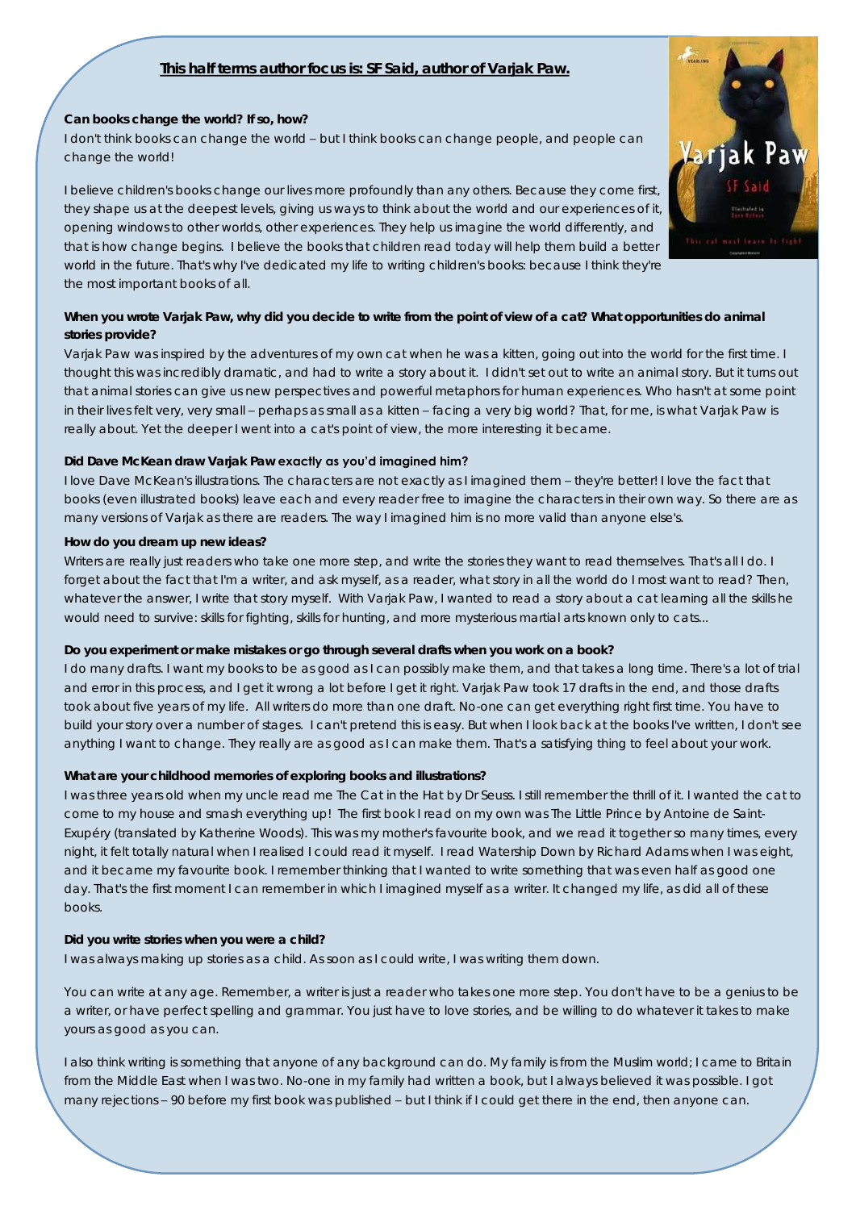## This half terms author focus is: SF Said, author of Varjak Paw.

**Can books change the world? If so, how?**

I don't think books can change the world – but I think books can change people, and people can change the world!

I believe children's books change our lives more profoundly than any others. Because they come first, they shape us at the deepest levels, giving us ways to think about the world and our experiences of it, opening windows to other worlds, other experiences. They help us imagine the world differently, and that is how change begins. I believe the books that children read today will help them build a better world in the future. That's why I've dedicated my life to writing children's books: because I think they're the most important books of all.

**When you wrote Varjak Paw, why did you decide to write from the point of view of a cat? What opportunities do animal stories provide?**

Varjak Paw was inspired by the adventures of my own cat when he was a kitten, going out into the world for the first time. I thought this was incredibly dramatic, and had to write a story about it. I didn't set out to write an animal story. But it turns out that animal stories can give us new perspectives and powerful metaphors for human experiences. Who hasn't at some point in their lives felt very, very small – perhaps as small as a kitten – facing a very big world? That, for me, is what Varjak Paw is really about. Yet the deeper I went into a cat's point of view, the more interesting it became.

**Did Dave McKean draw Varjak Paw exactly as you'd imagined him?**

I love Dave McKean's illustrations. The characters are not exactly as I imagined them – they're better! I love the fact that books (even illustrated books) leave each and every reader free to imagine the characters in their own way. So there are as many versions of Varjak as there are readers. The way I imagined him is no more valid than anyone else's.

**How do you dream up new ideas?**

Writers are really just readers who take one more step, and write the stories they want to read themselves. That's all I do. I forget about the fact that I'm a writer, and ask myself, as a reader, what story in all the world do I most want to read? Then, whatever the answer, I write that story myself. With Varjak Paw, I wanted to read a story about a cat learning all the skills he would need to survive: skills for fighting, skills for hunting, and more mysterious martial arts known only to cats...

**Do you experiment or make mistakes or go through several drafts when you work on a book?**

I do many drafts. I want my books to be as good as I can possibly make them, and that takes a long time. There's a lot of trial and error in this process, and I get it wrong a lot before I get it right. Varjak Paw took 17 drafts in the end, and those drafts took about five years of my life. All writers do more than one draft. No-one can get everything right first time. You have to build your story over a number of stages. I can't pretend this is easy. But when I look back at the books I've written, I don't see anything I want to change. They really are as good as I can make them. That's a satisfying thing to feel about your work.

**What are your childhood memories of exploring books and illustrations?**

I was three years old when my uncle read me The Cat in the Hat by Dr Seuss. I still remember the thrill of it. I wanted the cat to come to my house and smash everything up! The first book I read on my own was The Little Prince by Antoine de Saint-Exupéry (translated by Katherine Woods). This was my mother's favourite book, and we read it together so many times, every night, it felt totally natural when I realised I could read it myself. I read Watership Down by Richard Adams when I was eight, and it became my favourite book. I remember thinking that I wanted to write something that was even half as good one day. That's the first moment I can remember in which I imagined myself as a writer. It changed my life, as did all of these books.

**Did you write stories when you were a child?**

I was always making up stories as a child. As soon as I could write, I was writing them down.

You can write at any age. Remember, a writer is just a reader who takes one more step. You don't have to be a genius to be a writer, or have perfect spelling and grammar. You just have to love stories, and be willing to do whatever it takes to make yours as good as you can.

I also think writing is something that anyone of any background can do. My family is from the Muslim world; I came to Britain from the Middle East when I was two. No-one in my family had written a book, but I always believed it was possible. I got many rejections – 90 before my first book was published – but I think if I could get there in the end, then anyone can.